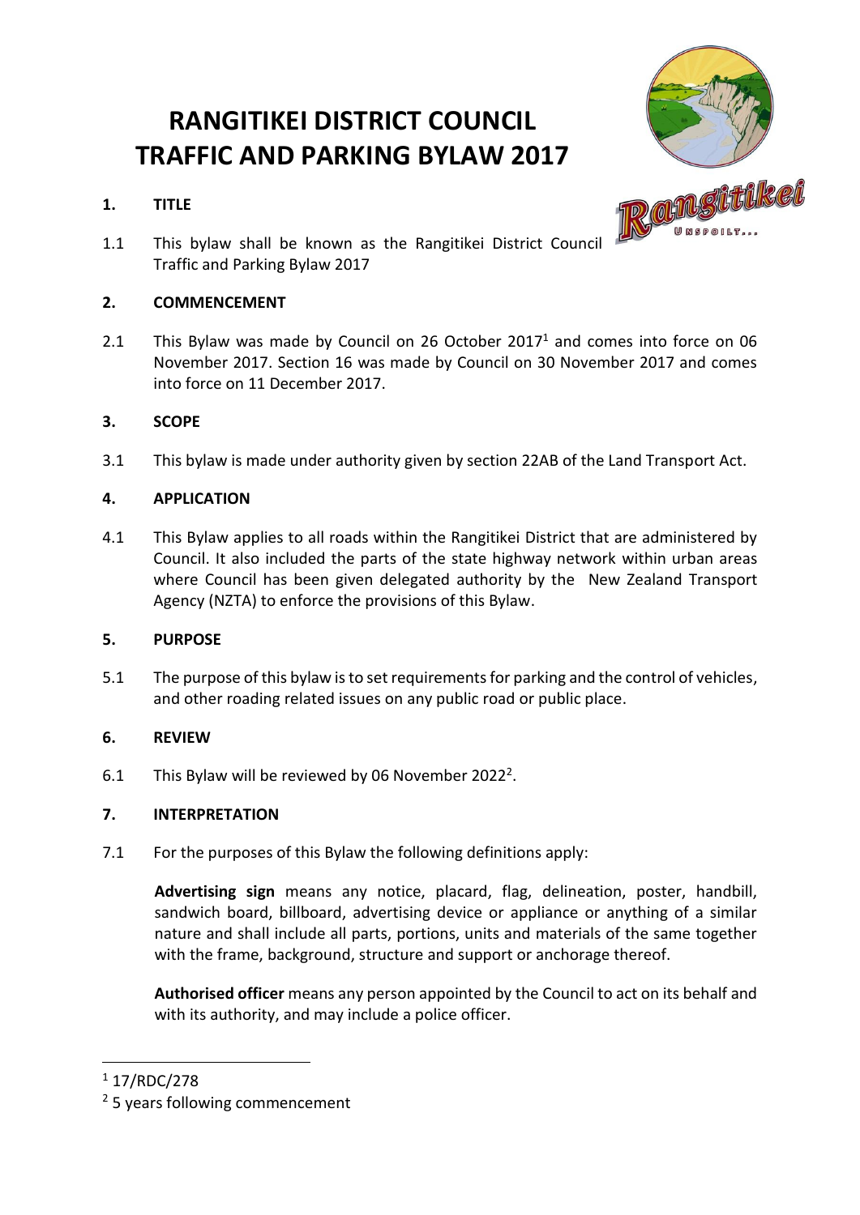# RANGITIKEI DISTRICT COUNCIL TRAFFIC AND PARKING BYLAW 2017

## 1. TITLE

1.1 This bylaw shall be known as the Rangitikei District Council Traffic and Parking Bylaw 2017

## 2. COMMENCEMENT

2.1 This Bylaw was made by Council on 26 October 2017[1] and comes into force on 06 November 2017. Section 16 was made by Council on 30 November 2017 and comes into force on 11 December 2017.

## 3. SCOPE

3.1 This bylaw is made under authority given by section 22AB of the Land Transport Act.

## 4. APPLICATION

4.1 This Bylaw applies to all roads within the Rangitikei District that are administered by Council. It also included the parts of the state highway network within urban areas where Council has been given delegated authority by the New Zealand Transport Agency (NZTA) to enforce the provisions of this Bylaw.

## 5. PURPOSE

5.1 The purpose of this bylaw is to set requirements for parking and the control of vehicles, and other roading related issues on any public road or public place.

## 6. REVIEW

6.1 This Bylaw will be reviewed by 06 November 2022[2].

## 7. INTERPRETATION

7.1 For the purposes of this Bylaw the following definitions apply:

**Advertising sign** means any notice, placard, flag, delineation, poster, handbill, sandwich board, billboard, advertising device or appliance or anything of a similar nature and shall include all parts, portions, units and materials of the same together with the frame, background, structure and support or anchorage thereof.

**Authorised officer** means any person appointed by the Council to act on its behalf and with its authority, and may include a police officer.

---

[1] 17/RDC/278

[2] 5 years following commencement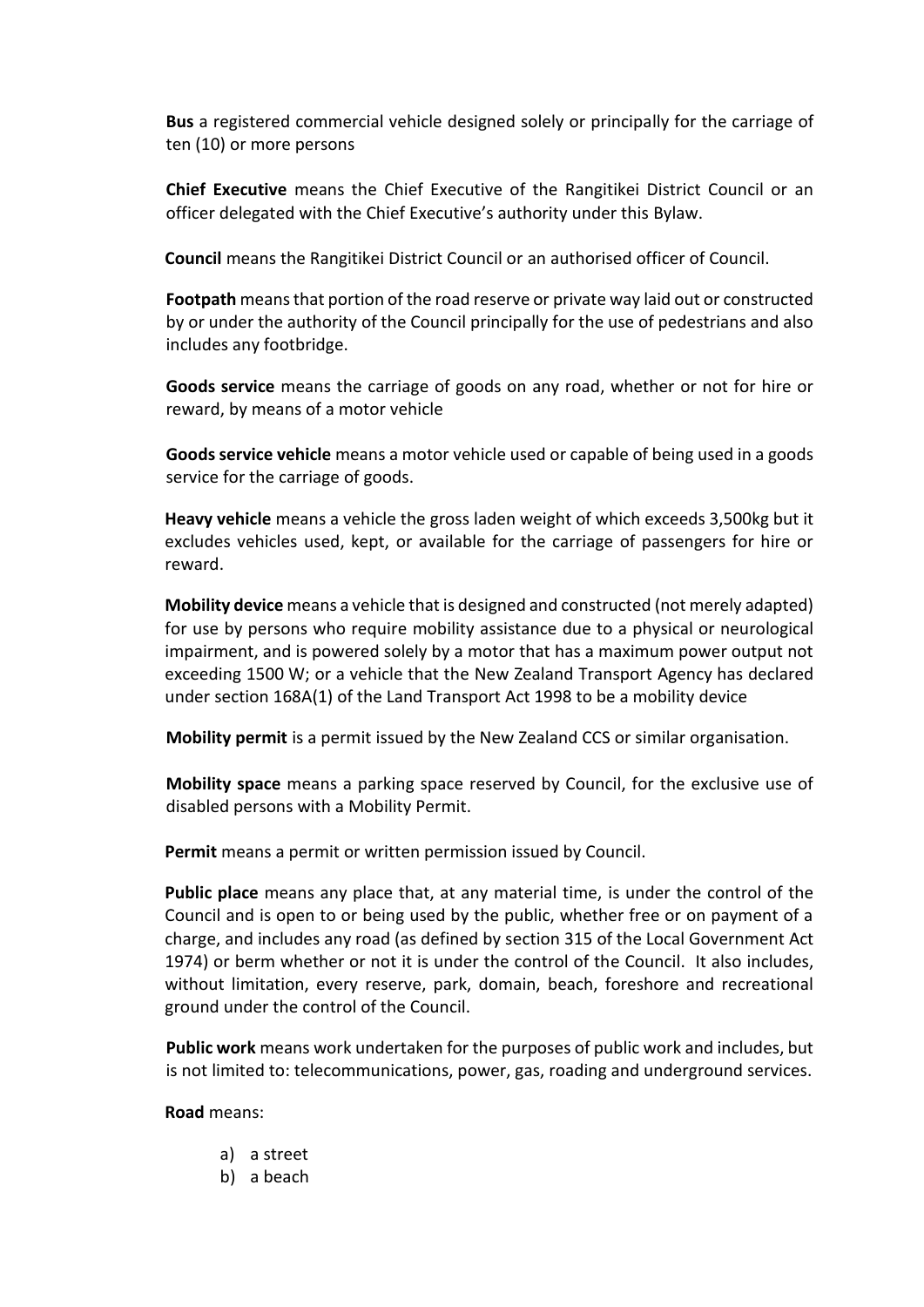**Bus** a registered commercial vehicle designed solely or principally for the carriage of ten (10) or more persons

**Chief Executive** means the Chief Executive of the Rangitikei District Council or an officer delegated with the Chief Executive's authority under this Bylaw.

**Council** means the Rangitikei District Council or an authorised officer of Council.

**Footpath** means that portion of the road reserve or private way laid out or constructed by or under the authority of the Council principally for the use of pedestrians and also includes any footbridge.

**Goods service** means the carriage of goods on any road, whether or not for hire or reward, by means of a motor vehicle

**Goods service vehicle** means a motor vehicle used or capable of being used in a goods service for the carriage of goods.

**Heavy vehicle** means a vehicle the gross laden weight of which exceeds 3,500kg but it excludes vehicles used, kept, or available for the carriage of passengers for hire or reward.

**Mobility device** means a vehicle that is designed and constructed (not merely adapted) for use by persons who require mobility assistance due to a physical or neurological impairment, and is powered solely by a motor that has a maximum power output not exceeding 1500 W; or a vehicle that the New Zealand Transport Agency has declared under section 168A(1) of the Land Transport Act 1998 to be a mobility device

**Mobility permit** is a permit issued by the New Zealand CCS or similar organisation.

**Mobility space** means a parking space reserved by Council, for the exclusive use of disabled persons with a Mobility Permit.

**Permit** means a permit or written permission issued by Council.

**Public place** means any place that, at any material time, is under the control of the Council and is open to or being used by the public, whether free or on payment of a charge, and includes any road (as defined by section 315 of the Local Government Act 1974) or berm whether or not it is under the control of the Council. It also includes, without limitation, every reserve, park, domain, beach, foreshore and recreational ground under the control of the Council.

**Public work** means work undertaken for the purposes of public work and includes, but is not limited to: telecommunications, power, gas, roading and underground services.

**Road** means:

a) a street
b) a beach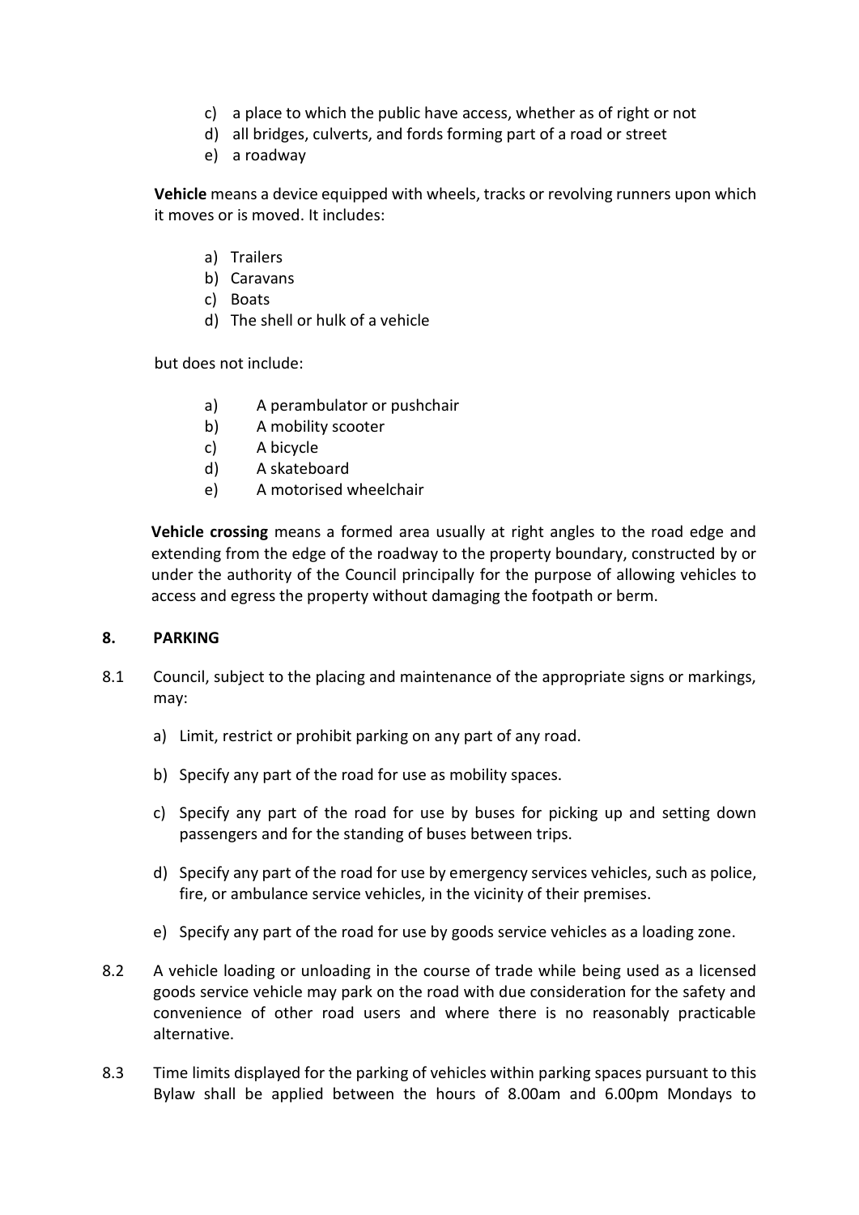c) a place to which the public have access, whether as of right or not
d) all bridges, culverts, and fords forming part of a road or street
e) a roadway

**Vehicle** means a device equipped with wheels, tracks or revolving runners upon which it moves or is moved. It includes:

a) Trailers
b) Caravans
c) Boats
d) The shell or hulk of a vehicle

but does not include:

a) A perambulator or pushchair
b) A mobility scooter
c) A bicycle
d) A skateboard
e) A motorised wheelchair

**Vehicle crossing** means a formed area usually at right angles to the road edge and extending from the edge of the roadway to the property boundary, constructed by or under the authority of the Council principally for the purpose of allowing vehicles to access and egress the property without damaging the footpath or berm.

## 8. PARKING

8.1 Council, subject to the placing and maintenance of the appropriate signs or markings, may:

a) Limit, restrict or prohibit parking on any part of any road.

b) Specify any part of the road for use as mobility spaces.

c) Specify any part of the road for use by buses for picking up and setting down passengers and for the standing of buses between trips.

d) Specify any part of the road for use by emergency services vehicles, such as police, fire, or ambulance service vehicles, in the vicinity of their premises.

e) Specify any part of the road for use by goods service vehicles as a loading zone.

8.2 A vehicle loading or unloading in the course of trade while being used as a licensed goods service vehicle may park on the road with due consideration for the safety and convenience of other road users and where there is no reasonably practicable alternative.

8.3 Time limits displayed for the parking of vehicles within parking spaces pursuant to this Bylaw shall be applied between the hours of 8.00am and 6.00pm Mondays to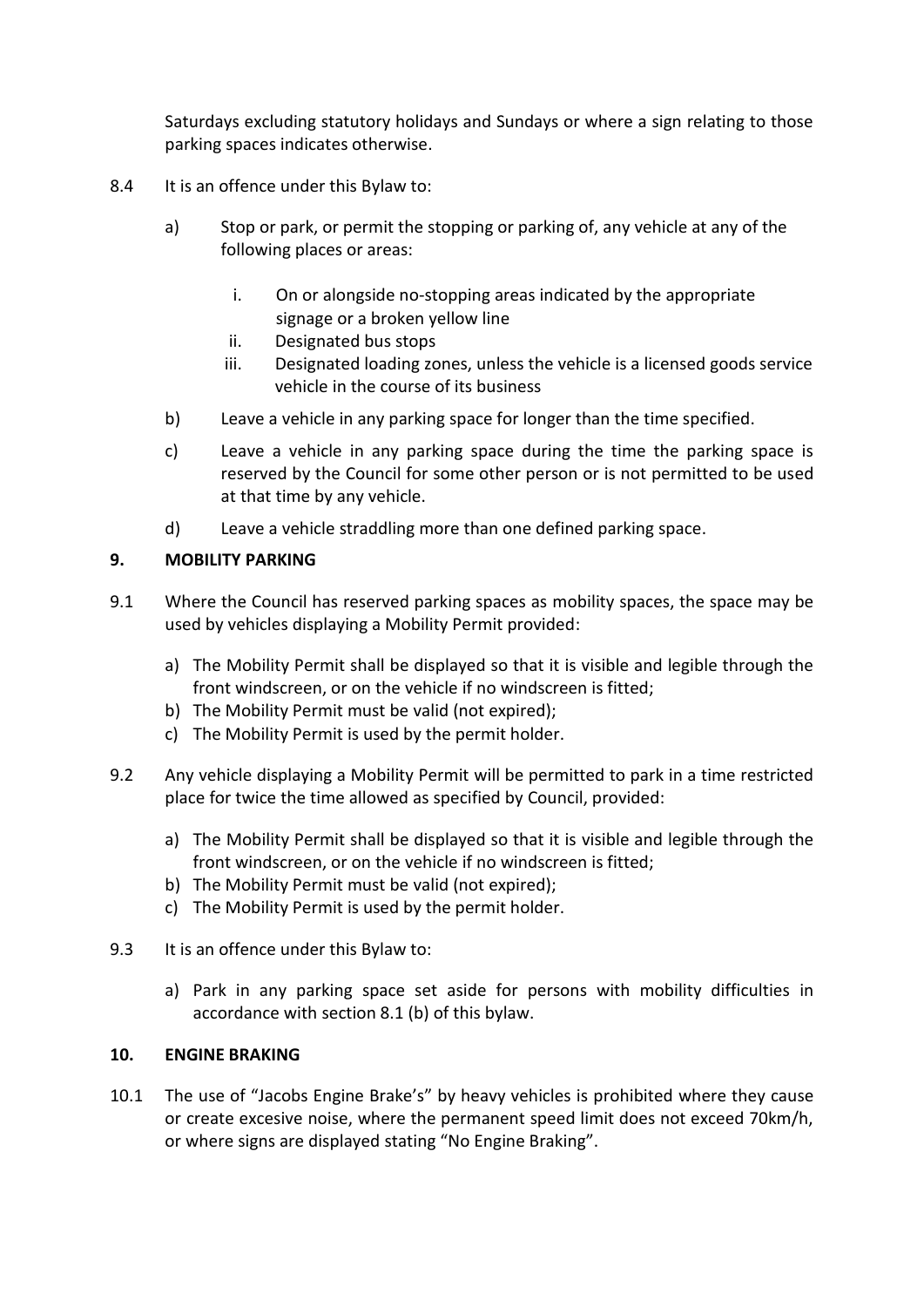Saturdays excluding statutory holidays and Sundays or where a sign relating to those parking spaces indicates otherwise.

8.4 It is an offence under this Bylaw to:

a) Stop or park, or permit the stopping or parking of, any vehicle at any of the following places or areas:

   i. On or alongside no-stopping areas indicated by the appropriate signage or a broken yellow line
   ii. Designated bus stops
   iii. Designated loading zones, unless the vehicle is a licensed goods service vehicle in the course of its business

b) Leave a vehicle in any parking space for longer than the time specified.

c) Leave a vehicle in any parking space during the time the parking space is reserved by the Council for some other person or is not permitted to be used at that time by any vehicle.

d) Leave a vehicle straddling more than one defined parking space.

## 9. MOBILITY PARKING

9.1 Where the Council has reserved parking spaces as mobility spaces, the space may be used by vehicles displaying a Mobility Permit provided:

a) The Mobility Permit shall be displayed so that it is visible and legible through the front windscreen, or on the vehicle if no windscreen is fitted;
b) The Mobility Permit must be valid (not expired);
c) The Mobility Permit is used by the permit holder.

9.2 Any vehicle displaying a Mobility Permit will be permitted to park in a time restricted place for twice the time allowed as specified by Council, provided:

a) The Mobility Permit shall be displayed so that it is visible and legible through the front windscreen, or on the vehicle if no windscreen is fitted;
b) The Mobility Permit must be valid (not expired);
c) The Mobility Permit is used by the permit holder.

9.3 It is an offence under this Bylaw to:

a) Park in any parking space set aside for persons with mobility difficulties in accordance with section 8.1 (b) of this bylaw.

## 10. ENGINE BRAKING

10.1 The use of "Jacobs Engine Brake's" by heavy vehicles is prohibited where they cause or create excesive noise, where the permanent speed limit does not exceed 70km/h, or where signs are displayed stating "No Engine Braking".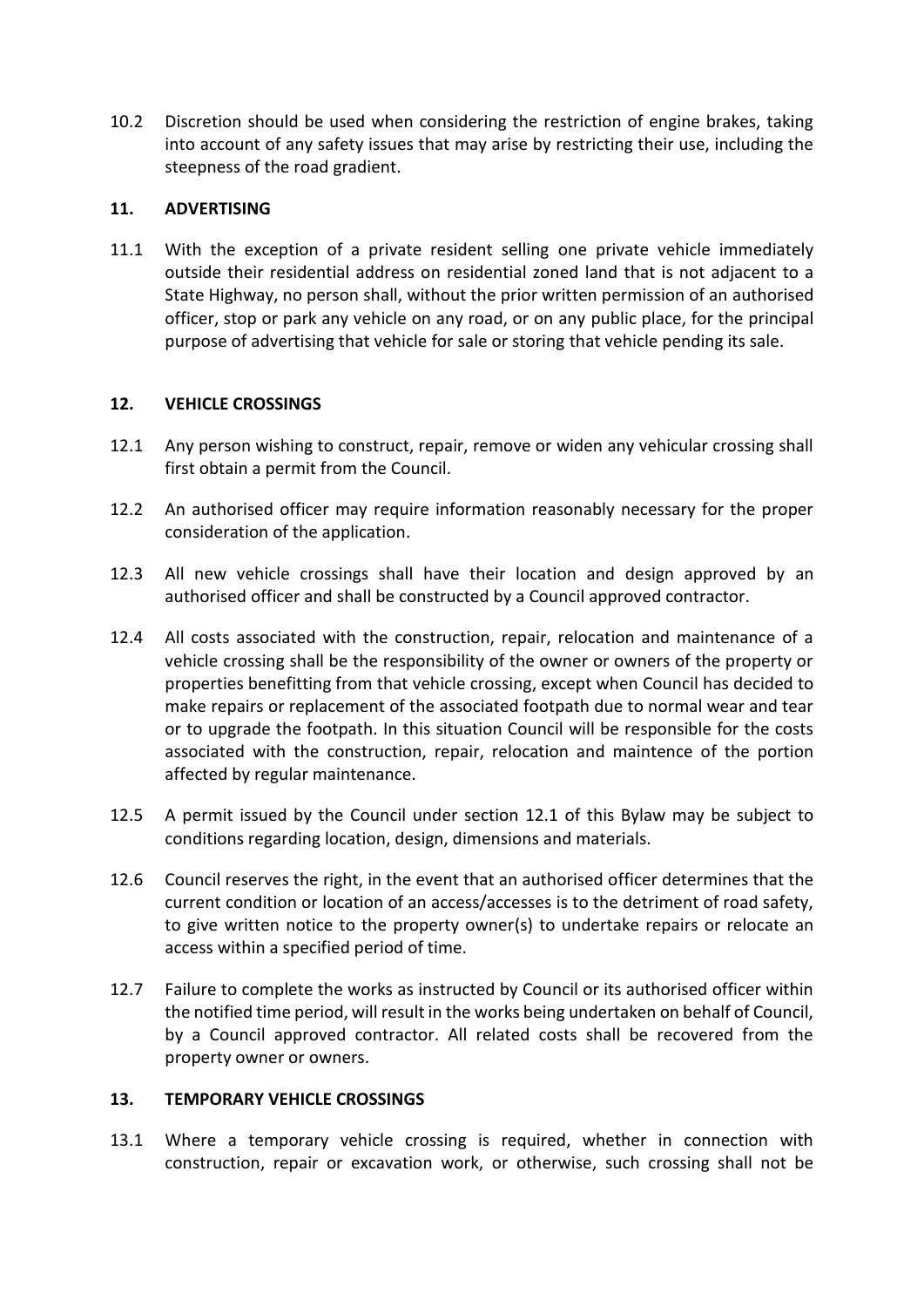10.2 Discretion should be used when considering the restriction of engine brakes, taking into account of any safety issues that may arise by restricting their use, including the steepness of the road gradient.

## 11. ADVERTISING

11.1 With the exception of a private resident selling one private vehicle immediately outside their residential address on residential zoned land that is not adjacent to a State Highway, no person shall, without the prior written permission of an authorised officer, stop or park any vehicle on any road, or on any public place, for the principal purpose of advertising that vehicle for sale or storing that vehicle pending its sale.

## 12. VEHICLE CROSSINGS

12.1 Any person wishing to construct, repair, remove or widen any vehicular crossing shall first obtain a permit from the Council.

12.2 An authorised officer may require information reasonably necessary for the proper consideration of the application.

12.3 All new vehicle crossings shall have their location and design approved by an authorised officer and shall be constructed by a Council approved contractor.

12.4 All costs associated with the construction, repair, relocation and maintenance of a vehicle crossing shall be the responsibility of the owner or owners of the property or properties benefitting from that vehicle crossing, except when Council has decided to make repairs or replacement of the associated footpath due to normal wear and tear or to upgrade the footpath. In this situation Council will be responsible for the costs associated with the construction, repair, relocation and maintence of the portion affected by regular maintenance.

12.5 A permit issued by the Council under section 12.1 of this Bylaw may be subject to conditions regarding location, design, dimensions and materials.

12.6 Council reserves the right, in the event that an authorised officer determines that the current condition or location of an access/accesses is to the detriment of road safety, to give written notice to the property owner(s) to undertake repairs or relocate an access within a specified period of time.

12.7 Failure to complete the works as instructed by Council or its authorised officer within the notified time period, will result in the works being undertaken on behalf of Council, by a Council approved contractor. All related costs shall be recovered from the property owner or owners.

## 13. TEMPORARY VEHICLE CROSSINGS

13.1 Where a temporary vehicle crossing is required, whether in connection with construction, repair or excavation work, or otherwise, such crossing shall not be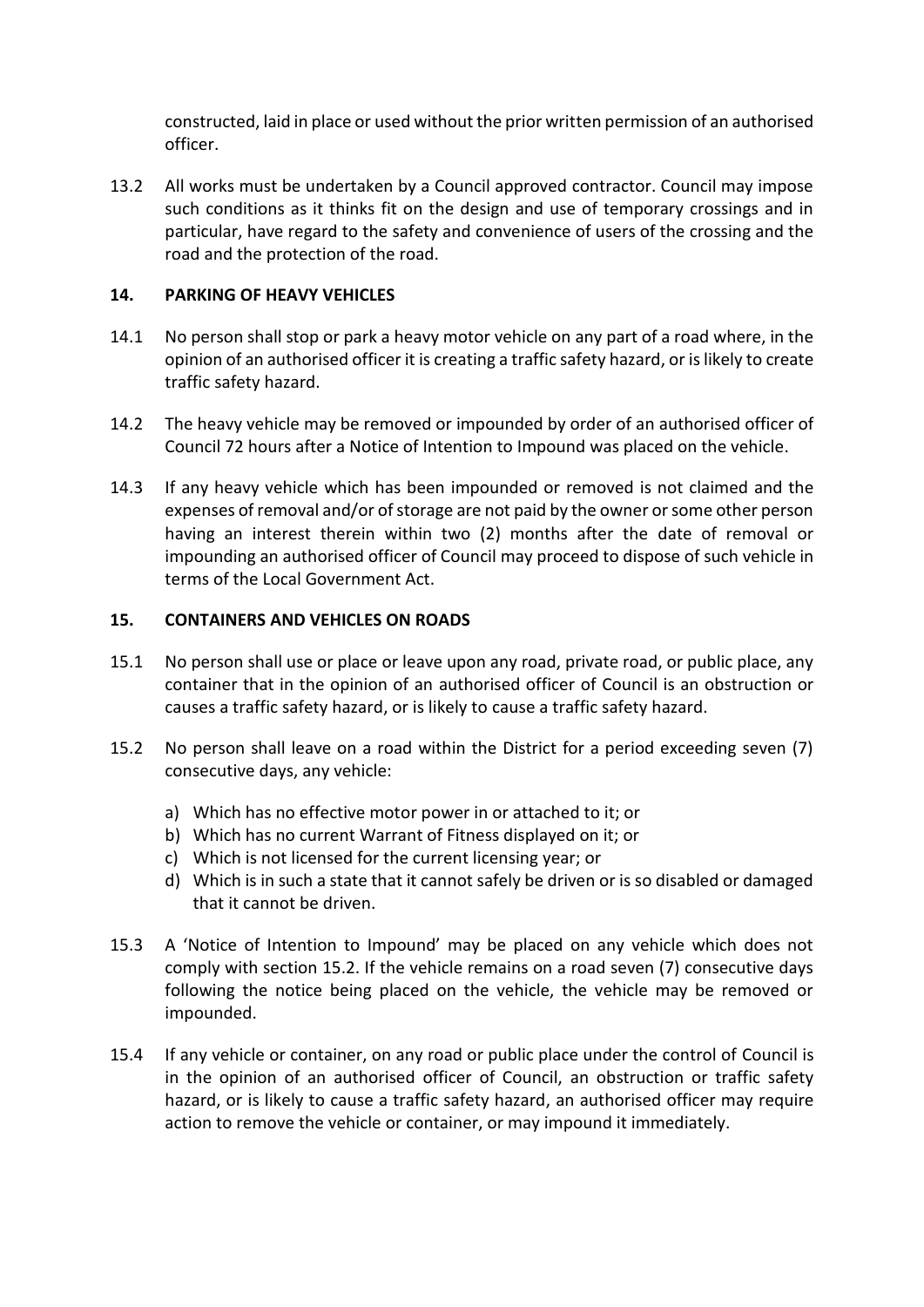constructed, laid in place or used without the prior written permission of an authorised officer.

13.2 All works must be undertaken by a Council approved contractor. Council may impose such conditions as it thinks fit on the design and use of temporary crossings and in particular, have regard to the safety and convenience of users of the crossing and the road and the protection of the road.

## 14. PARKING OF HEAVY VEHICLES

14.1 No person shall stop or park a heavy motor vehicle on any part of a road where, in the opinion of an authorised officer it is creating a traffic safety hazard, or is likely to create traffic safety hazard.

14.2 The heavy vehicle may be removed or impounded by order of an authorised officer of Council 72 hours after a Notice of Intention to Impound was placed on the vehicle.

14.3 If any heavy vehicle which has been impounded or removed is not claimed and the expenses of removal and/or of storage are not paid by the owner or some other person having an interest therein within two (2) months after the date of removal or impounding an authorised officer of Council may proceed to dispose of such vehicle in terms of the Local Government Act.

## 15. CONTAINERS AND VEHICLES ON ROADS

15.1 No person shall use or place or leave upon any road, private road, or public place, any container that in the opinion of an authorised officer of Council is an obstruction or causes a traffic safety hazard, or is likely to cause a traffic safety hazard.

15.2 No person shall leave on a road within the District for a period exceeding seven (7) consecutive days, any vehicle:

a) Which has no effective motor power in or attached to it; or
b) Which has no current Warrant of Fitness displayed on it; or
c) Which is not licensed for the current licensing year; or
d) Which is in such a state that it cannot safely be driven or is so disabled or damaged that it cannot be driven.

15.3 A 'Notice of Intention to Impound' may be placed on any vehicle which does not comply with section 15.2. If the vehicle remains on a road seven (7) consecutive days following the notice being placed on the vehicle, the vehicle may be removed or impounded.

15.4 If any vehicle or container, on any road or public place under the control of Council is in the opinion of an authorised officer of Council, an obstruction or traffic safety hazard, or is likely to cause a traffic safety hazard, an authorised officer may require action to remove the vehicle or container, or may impound it immediately.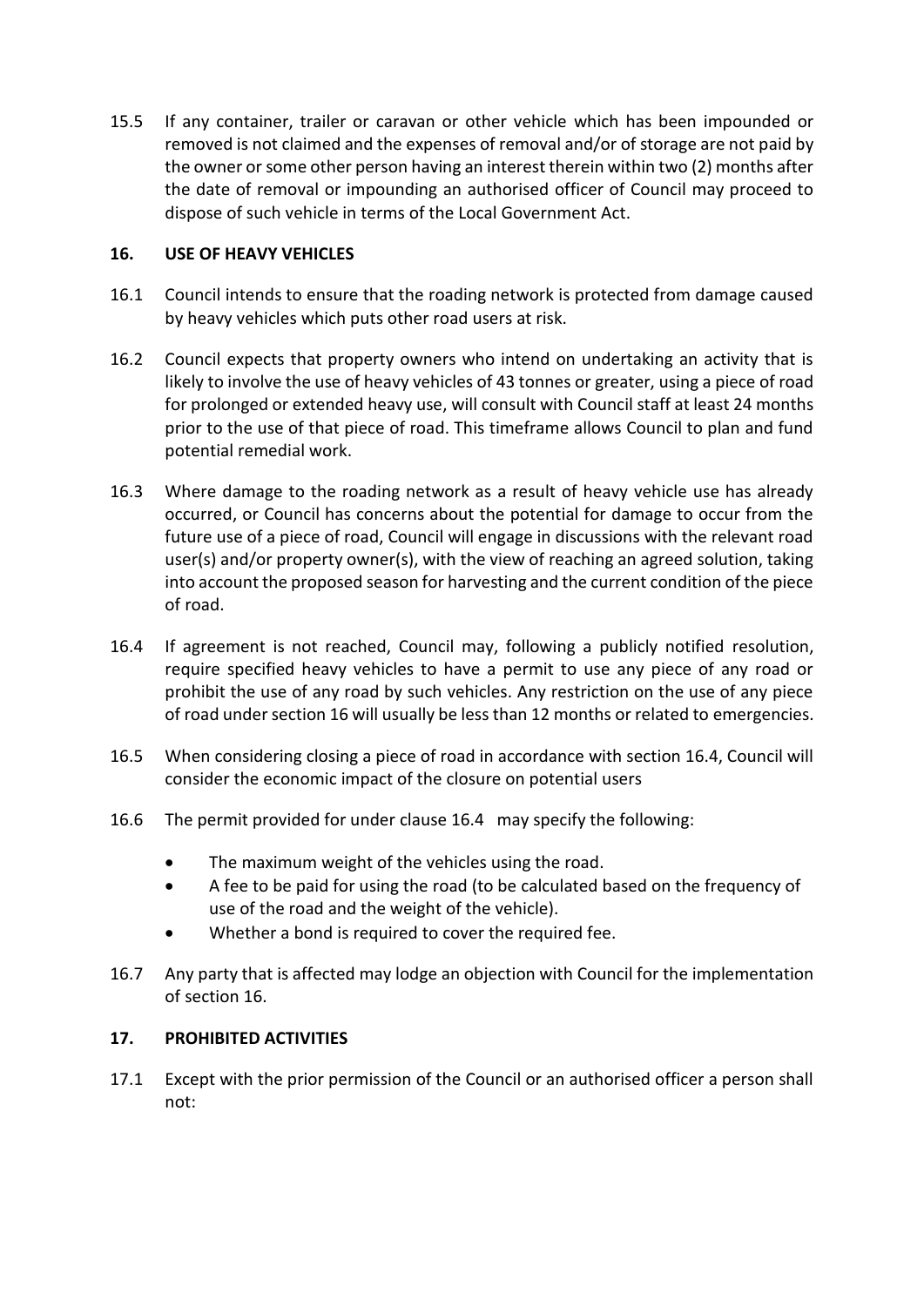15.5 If any container, trailer or caravan or other vehicle which has been impounded or removed is not claimed and the expenses of removal and/or of storage are not paid by the owner or some other person having an interest therein within two (2) months after the date of removal or impounding an authorised officer of Council may proceed to dispose of such vehicle in terms of the Local Government Act.

## 16. USE OF HEAVY VEHICLES

16.1 Council intends to ensure that the roading network is protected from damage caused by heavy vehicles which puts other road users at risk.

16.2 Council expects that property owners who intend on undertaking an activity that is likely to involve the use of heavy vehicles of 43 tonnes or greater, using a piece of road for prolonged or extended heavy use, will consult with Council staff at least 24 months prior to the use of that piece of road. This timeframe allows Council to plan and fund potential remedial work.

16.3 Where damage to the roading network as a result of heavy vehicle use has already occurred, or Council has concerns about the potential for damage to occur from the future use of a piece of road, Council will engage in discussions with the relevant road user(s) and/or property owner(s), with the view of reaching an agreed solution, taking into account the proposed season for harvesting and the current condition of the piece of road.

16.4 If agreement is not reached, Council may, following a publicly notified resolution, require specified heavy vehicles to have a permit to use any piece of any road or prohibit the use of any road by such vehicles. Any restriction on the use of any piece of road under section 16 will usually be less than 12 months or related to emergencies.

16.5 When considering closing a piece of road in accordance with section 16.4, Council will consider the economic impact of the closure on potential users

16.6 The permit provided for under clause 16.4 may specify the following:

- The maximum weight of the vehicles using the road.
- A fee to be paid for using the road (to be calculated based on the frequency of use of the road and the weight of the vehicle).
- Whether a bond is required to cover the required fee.

16.7 Any party that is affected may lodge an objection with Council for the implementation of section 16.

## 17. PROHIBITED ACTIVITIES

17.1 Except with the prior permission of the Council or an authorised officer a person shall not: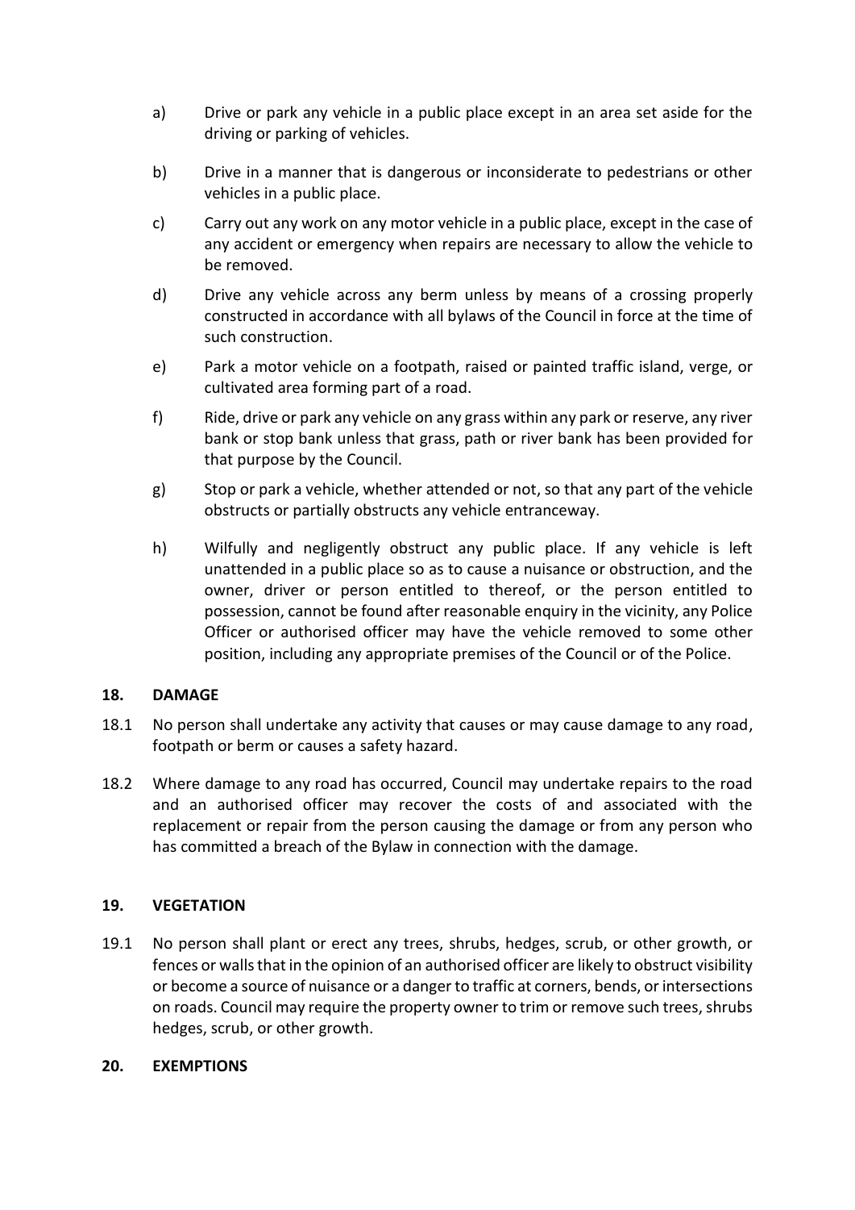a) Drive or park any vehicle in a public place except in an area set aside for the driving or parking of vehicles.

b) Drive in a manner that is dangerous or inconsiderate to pedestrians or other vehicles in a public place.

c) Carry out any work on any motor vehicle in a public place, except in the case of any accident or emergency when repairs are necessary to allow the vehicle to be removed.

d) Drive any vehicle across any berm unless by means of a crossing properly constructed in accordance with all bylaws of the Council in force at the time of such construction.

e) Park a motor vehicle on a footpath, raised or painted traffic island, verge, or cultivated area forming part of a road.

f) Ride, drive or park any vehicle on any grass within any park or reserve, any river bank or stop bank unless that grass, path or river bank has been provided for that purpose by the Council.

g) Stop or park a vehicle, whether attended or not, so that any part of the vehicle obstructs or partially obstructs any vehicle entranceway.

h) Wilfully and negligently obstruct any public place. If any vehicle is left unattended in a public place so as to cause a nuisance or obstruction, and the owner, driver or person entitled to thereof, or the person entitled to possession, cannot be found after reasonable enquiry in the vicinity, any Police Officer or authorised officer may have the vehicle removed to some other position, including any appropriate premises of the Council or of the Police.

## 18. DAMAGE

18.1 No person shall undertake any activity that causes or may cause damage to any road, footpath or berm or causes a safety hazard.

18.2 Where damage to any road has occurred, Council may undertake repairs to the road and an authorised officer may recover the costs of and associated with the replacement or repair from the person causing the damage or from any person who has committed a breach of the Bylaw in connection with the damage.

## 19. VEGETATION

19.1 No person shall plant or erect any trees, shrubs, hedges, scrub, or other growth, or fences or walls that in the opinion of an authorised officer are likely to obstruct visibility or become a source of nuisance or a danger to traffic at corners, bends, or intersections on roads. Council may require the property owner to trim or remove such trees, shrubs hedges, scrub, or other growth.

## 20. EXEMPTIONS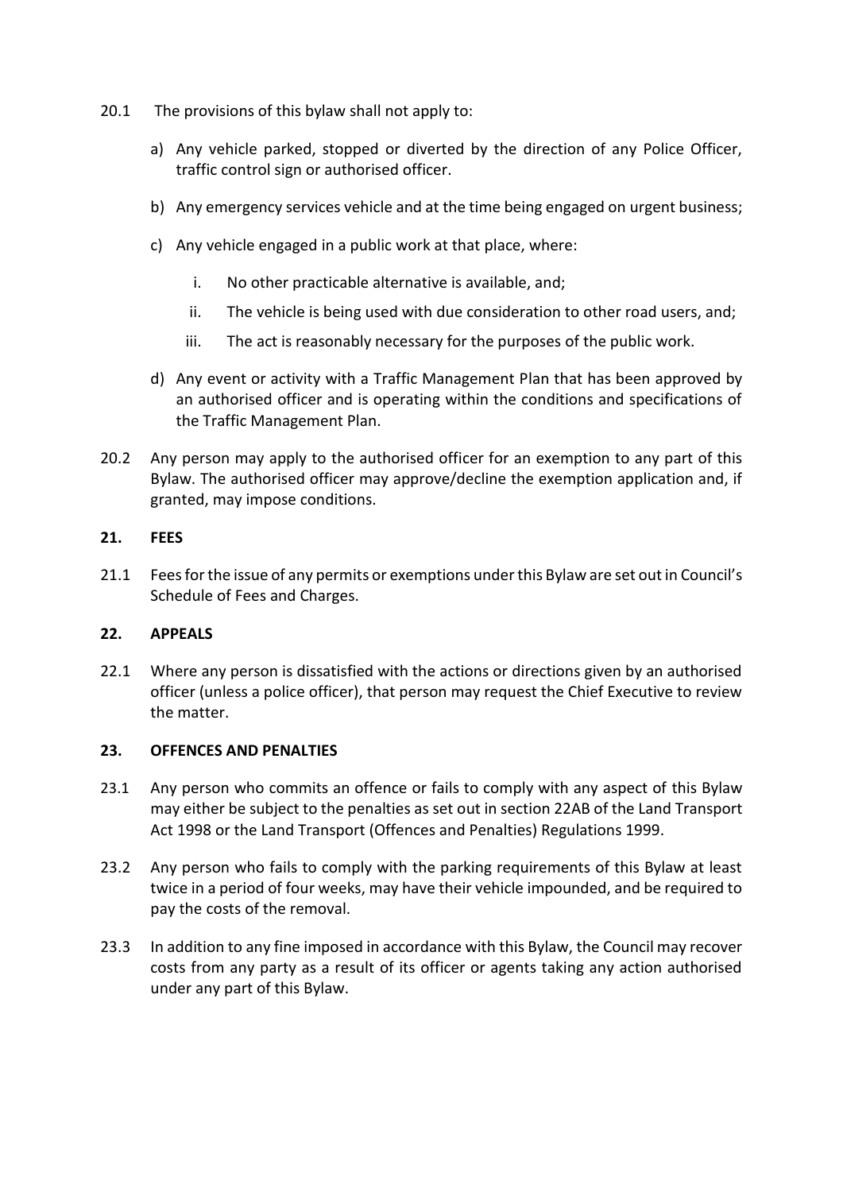20.1 The provisions of this bylaw shall not apply to:

a) Any vehicle parked, stopped or diverted by the direction of any Police Officer, traffic control sign or authorised officer.

b) Any emergency services vehicle and at the time being engaged on urgent business;

c) Any vehicle engaged in a public work at that place, where:

   i. No other practicable alternative is available, and;

   ii. The vehicle is being used with due consideration to other road users, and;

   iii. The act is reasonably necessary for the purposes of the public work.

d) Any event or activity with a Traffic Management Plan that has been approved by an authorised officer and is operating within the conditions and specifications of the Traffic Management Plan.

20.2 Any person may apply to the authorised officer for an exemption to any part of this Bylaw. The authorised officer may approve/decline the exemption application and, if granted, may impose conditions.

## 21. FEES

21.1 Fees for the issue of any permits or exemptions under this Bylaw are set out in Council's Schedule of Fees and Charges.

## 22. APPEALS

22.1 Where any person is dissatisfied with the actions or directions given by an authorised officer (unless a police officer), that person may request the Chief Executive to review the matter.

## 23. OFFENCES AND PENALTIES

23.1 Any person who commits an offence or fails to comply with any aspect of this Bylaw may either be subject to the penalties as set out in section 22AB of the Land Transport Act 1998 or the Land Transport (Offences and Penalties) Regulations 1999.

23.2 Any person who fails to comply with the parking requirements of this Bylaw at least twice in a period of four weeks, may have their vehicle impounded, and be required to pay the costs of the removal.

23.3 In addition to any fine imposed in accordance with this Bylaw, the Council may recover costs from any party as a result of its officer or agents taking any action authorised under any part of this Bylaw.